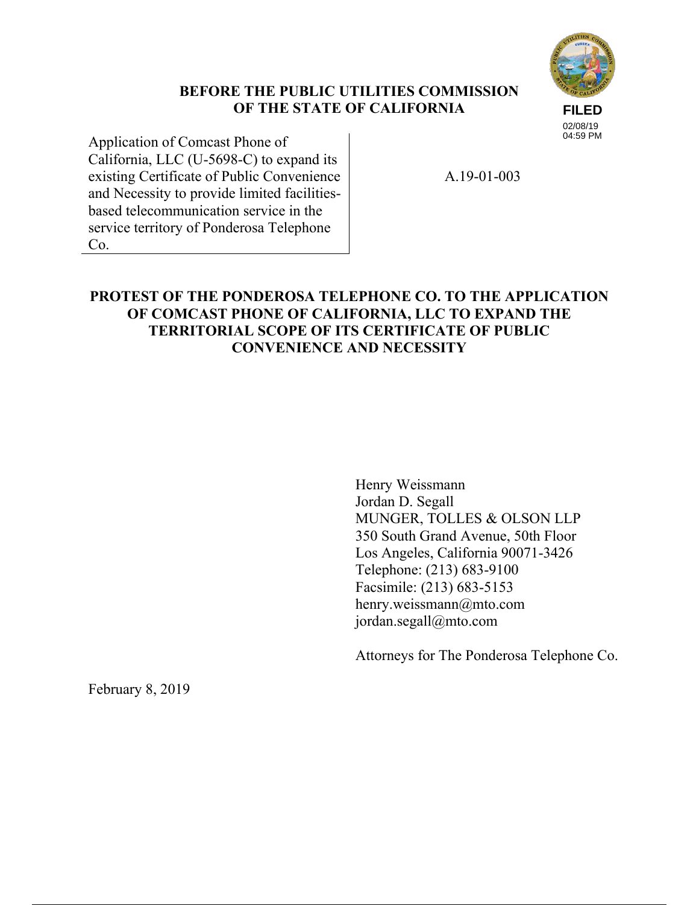**BEFORE THE PUBLIC UTILITIES COMMISSION OF THE STATE OF CALIFORNIA**

**FILED**
02/08/19
04:59 PM

| | |
|---|---|
| Application of Comcast Phone of California, LLC (U-5698-C) to expand its existing Certificate of Public Convenience and Necessity to provide limited facilities-based telecommunication service in the service territory of Ponderosa Telephone Co. | A.19-01-003 |

**PROTEST OF THE PONDEROSA TELEPHONE CO. TO THE APPLICATION OF COMCAST PHONE OF CALIFORNIA, LLC TO EXPAND THE TERRITORIAL SCOPE OF ITS CERTIFICATE OF PUBLIC CONVENIENCE AND NECESSITY**

Henry Weissmann
Jordan D. Segall
MUNGER, TOLLES & OLSON LLP
350 South Grand Avenue, 50th Floor
Los Angeles, California 90071-3426
Telephone: (213) 683-9100
Facsimile: (213) 683-5153
henry.weissmann@mto.com
jordan.segall@mto.com

Attorneys for The Ponderosa Telephone Co.

February 8, 2019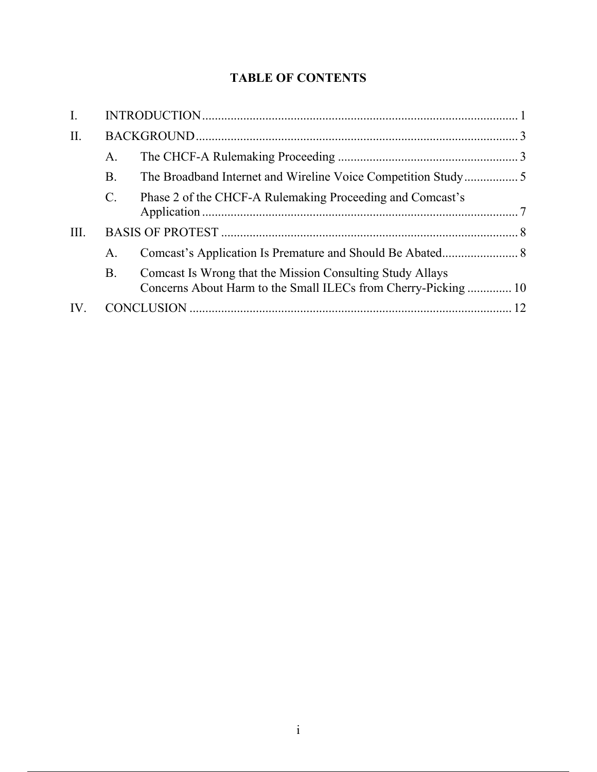# TABLE OF CONTENTS

I. INTRODUCTION .................................................................................................. 1

II. BACKGROUND .................................................................................................... 3

   A. The CHCF-A Rulemaking Proceeding ........................................................ 3

   B. The Broadband Internet and Wireline Voice Competition Study ................. 5

   C. Phase 2 of the CHCF-A Rulemaking Proceeding and Comcast's Application ................................................................................................... 7

III. BASIS OF PROTEST ............................................................................................ 8

   A. Comcast's Application Is Premature and Should Be Abated ........................ 8

   B. Comcast Is Wrong that the Mission Consulting Study Allays Concerns About Harm to the Small ILECs from Cherry-Picking ............. 10

IV. CONCLUSION .................................................................................................... 12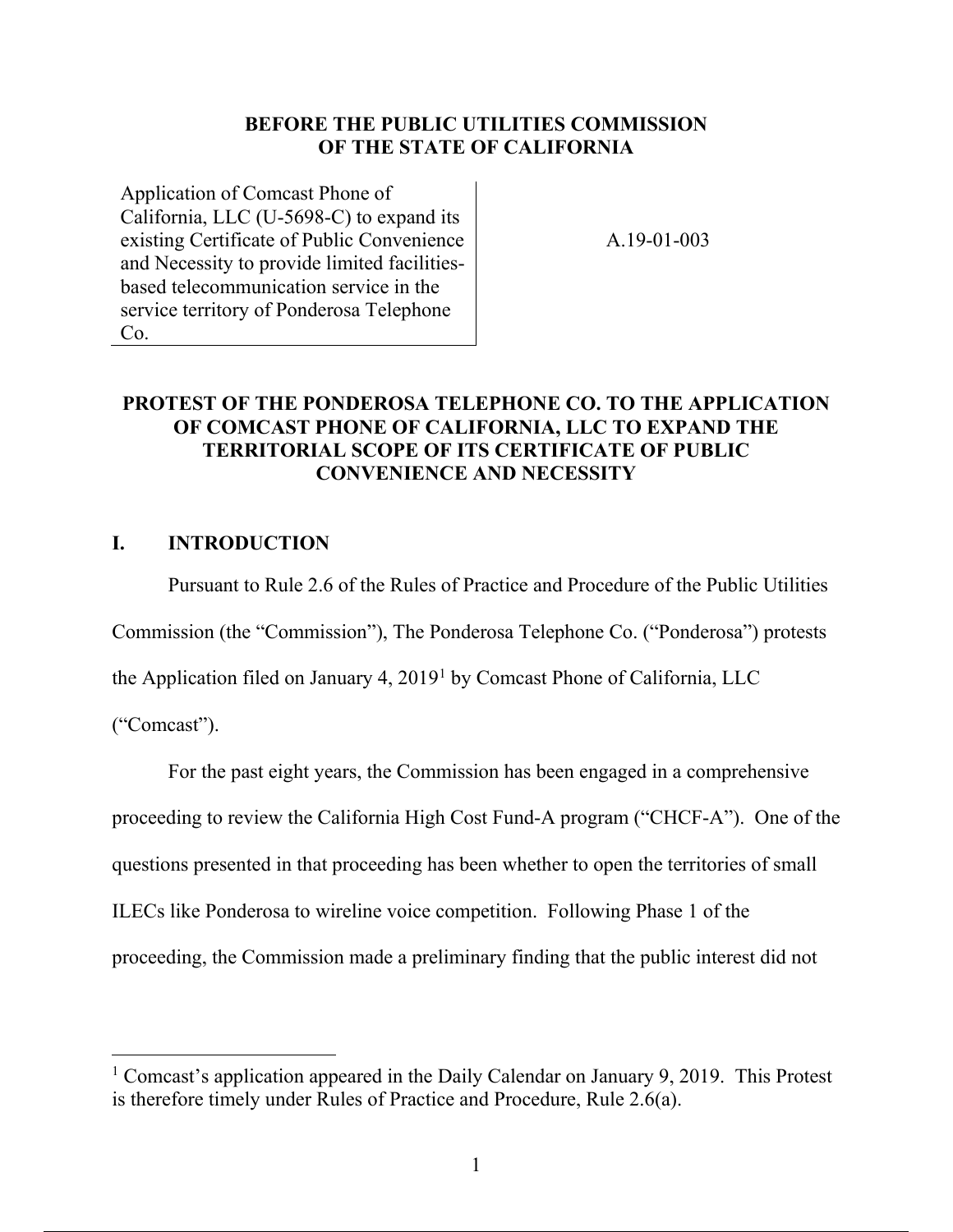**BEFORE THE PUBLIC UTILITIES COMMISSION OF THE STATE OF CALIFORNIA**

| Application of Comcast Phone of California, LLC (U-5698-C) to expand its existing Certificate of Public Convenience and Necessity to provide limited facilities-based telecommunication service in the service territory of Ponderosa Telephone Co. | A.19-01-003 |
| --- | --- |

**PROTEST OF THE PONDEROSA TELEPHONE CO. TO THE APPLICATION OF COMCAST PHONE OF CALIFORNIA, LLC TO EXPAND THE TERRITORIAL SCOPE OF ITS CERTIFICATE OF PUBLIC CONVENIENCE AND NECESSITY**

## I. INTRODUCTION

Pursuant to Rule 2.6 of the Rules of Practice and Procedure of the Public Utilities Commission (the "Commission"), The Ponderosa Telephone Co. ("Ponderosa") protests the Application filed on January 4, 2019[1] by Comcast Phone of California, LLC ("Comcast").

For the past eight years, the Commission has been engaged in a comprehensive proceeding to review the California High Cost Fund-A program ("CHCF-A"). One of the questions presented in that proceeding has been whether to open the territories of small ILECs like Ponderosa to wireline voice competition. Following Phase 1 of the proceeding, the Commission made a preliminary finding that the public interest did not

[1] Comcast's application appeared in the Daily Calendar on January 9, 2019. This Protest is therefore timely under Rules of Practice and Procedure, Rule 2.6(a).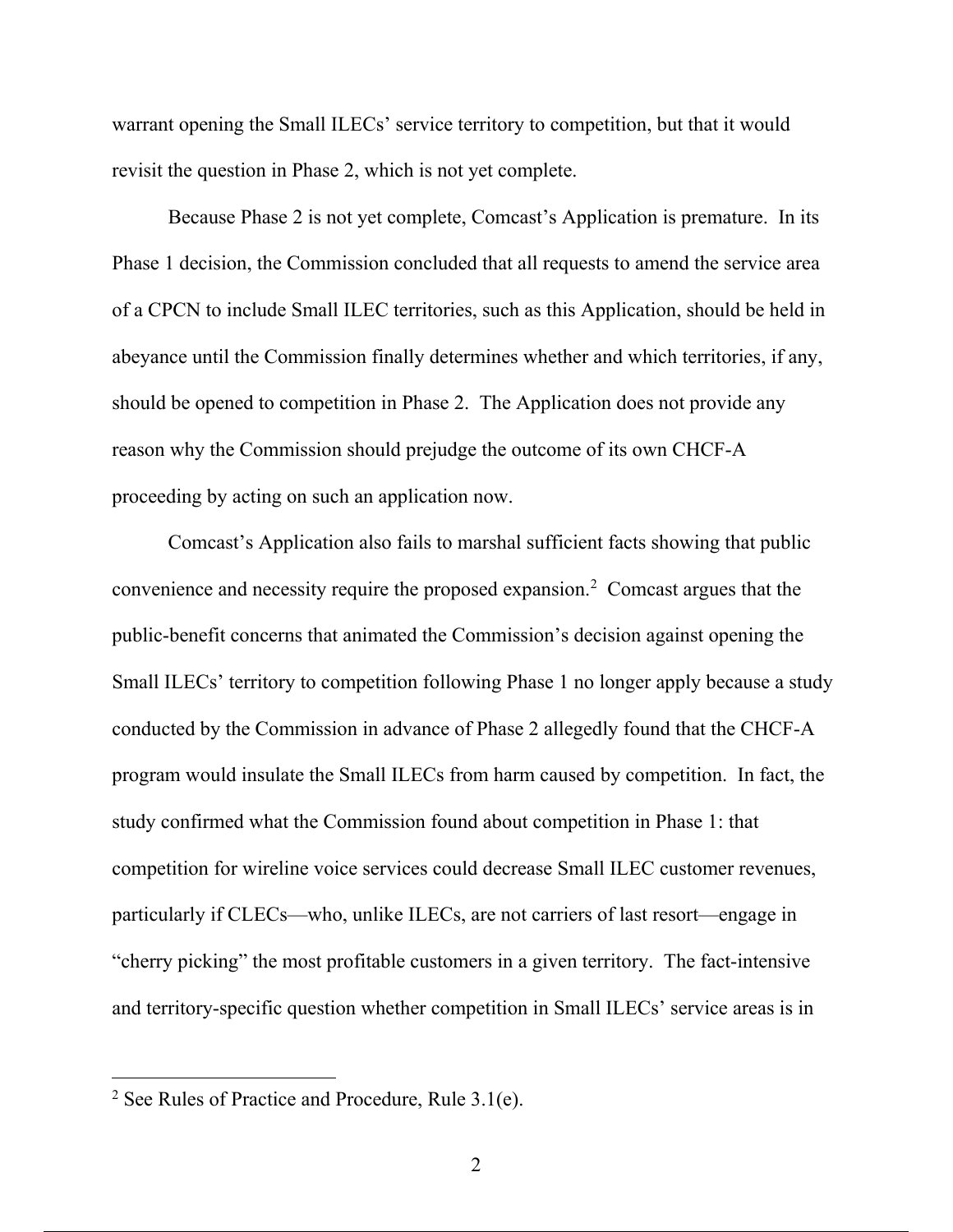warrant opening the Small ILECs' service territory to competition, but that it would revisit the question in Phase 2, which is not yet complete.

Because Phase 2 is not yet complete, Comcast's Application is premature. In its Phase 1 decision, the Commission concluded that all requests to amend the service area of a CPCN to include Small ILEC territories, such as this Application, should be held in abeyance until the Commission finally determines whether and which territories, if any, should be opened to competition in Phase 2. The Application does not provide any reason why the Commission should prejudge the outcome of its own CHCF-A proceeding by acting on such an application now.

Comcast's Application also fails to marshal sufficient facts showing that public convenience and necessity require the proposed expansion.[2] Comcast argues that the public-benefit concerns that animated the Commission's decision against opening the Small ILECs' territory to competition following Phase 1 no longer apply because a study conducted by the Commission in advance of Phase 2 allegedly found that the CHCF-A program would insulate the Small ILECs from harm caused by competition. In fact, the study confirmed what the Commission found about competition in Phase 1: that competition for wireline voice services could decrease Small ILEC customer revenues, particularly if CLECs—who, unlike ILECs, are not carriers of last resort—engage in "cherry picking" the most profitable customers in a given territory. The fact-intensive and territory-specific question whether competition in Small ILECs' service areas is in

---

[2] See Rules of Practice and Procedure, Rule 3.1(e).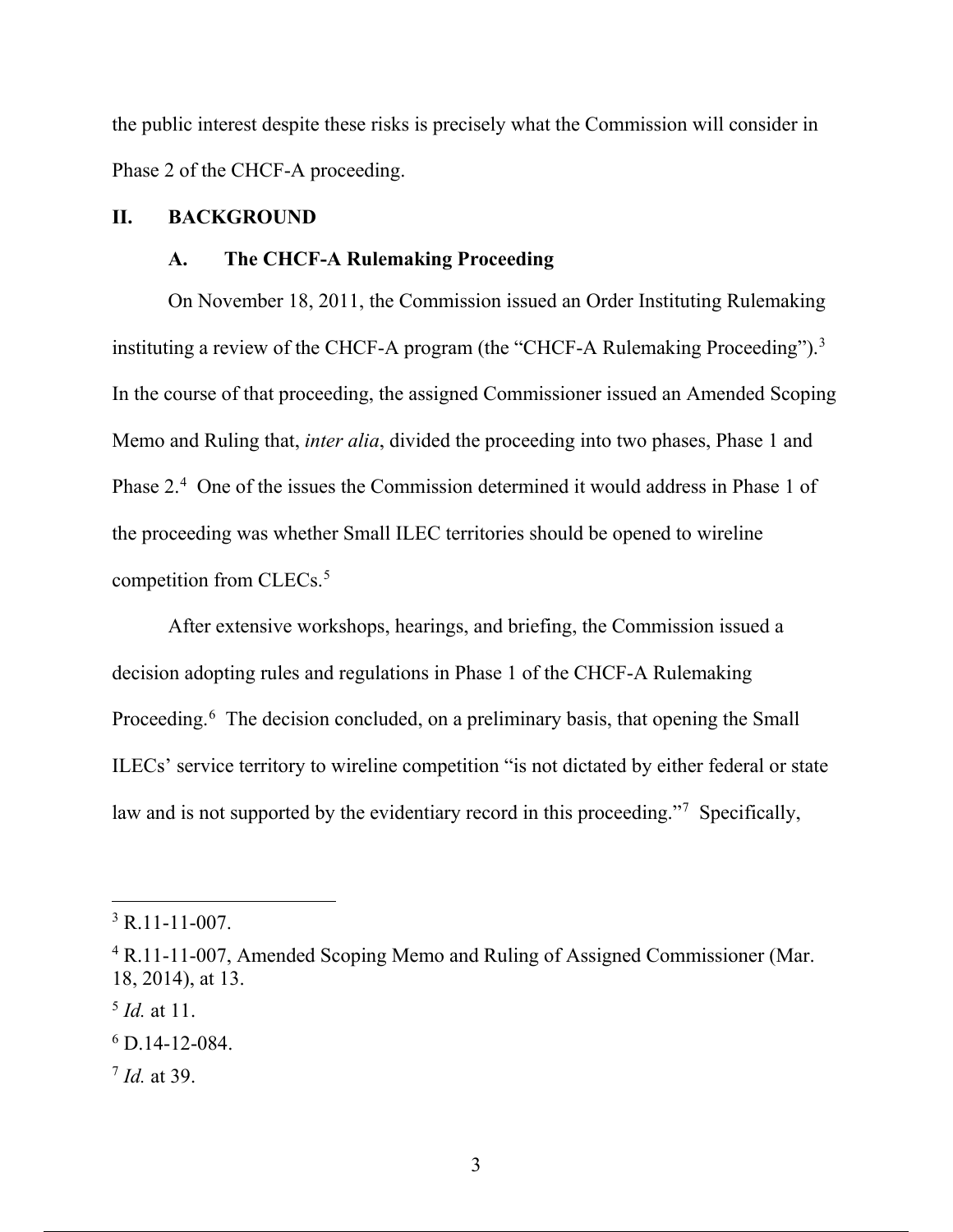the public interest despite these risks is precisely what the Commission will consider in Phase 2 of the CHCF-A proceeding.

## II. BACKGROUND

### A. The CHCF-A Rulemaking Proceeding

On November 18, 2011, the Commission issued an Order Instituting Rulemaking instituting a review of the CHCF-A program (the "CHCF-A Rulemaking Proceeding").[3] In the course of that proceeding, the assigned Commissioner issued an Amended Scoping Memo and Ruling that, *inter alia*, divided the proceeding into two phases, Phase 1 and Phase 2.[4] One of the issues the Commission determined it would address in Phase 1 of the proceeding was whether Small ILEC territories should be opened to wireline competition from CLECs.[5]

After extensive workshops, hearings, and briefing, the Commission issued a decision adopting rules and regulations in Phase 1 of the CHCF-A Rulemaking Proceeding.[6] The decision concluded, on a preliminary basis, that opening the Small ILECs' service territory to wireline competition "is not dictated by either federal or state law and is not supported by the evidentiary record in this proceeding."[7] Specifically,

---

[3] R.11-11-007.

[4] R.11-11-007, Amended Scoping Memo and Ruling of Assigned Commissioner (Mar. 18, 2014), at 13.

[5] *Id.* at 11.

[6] D.14-12-084.

[7] *Id.* at 39.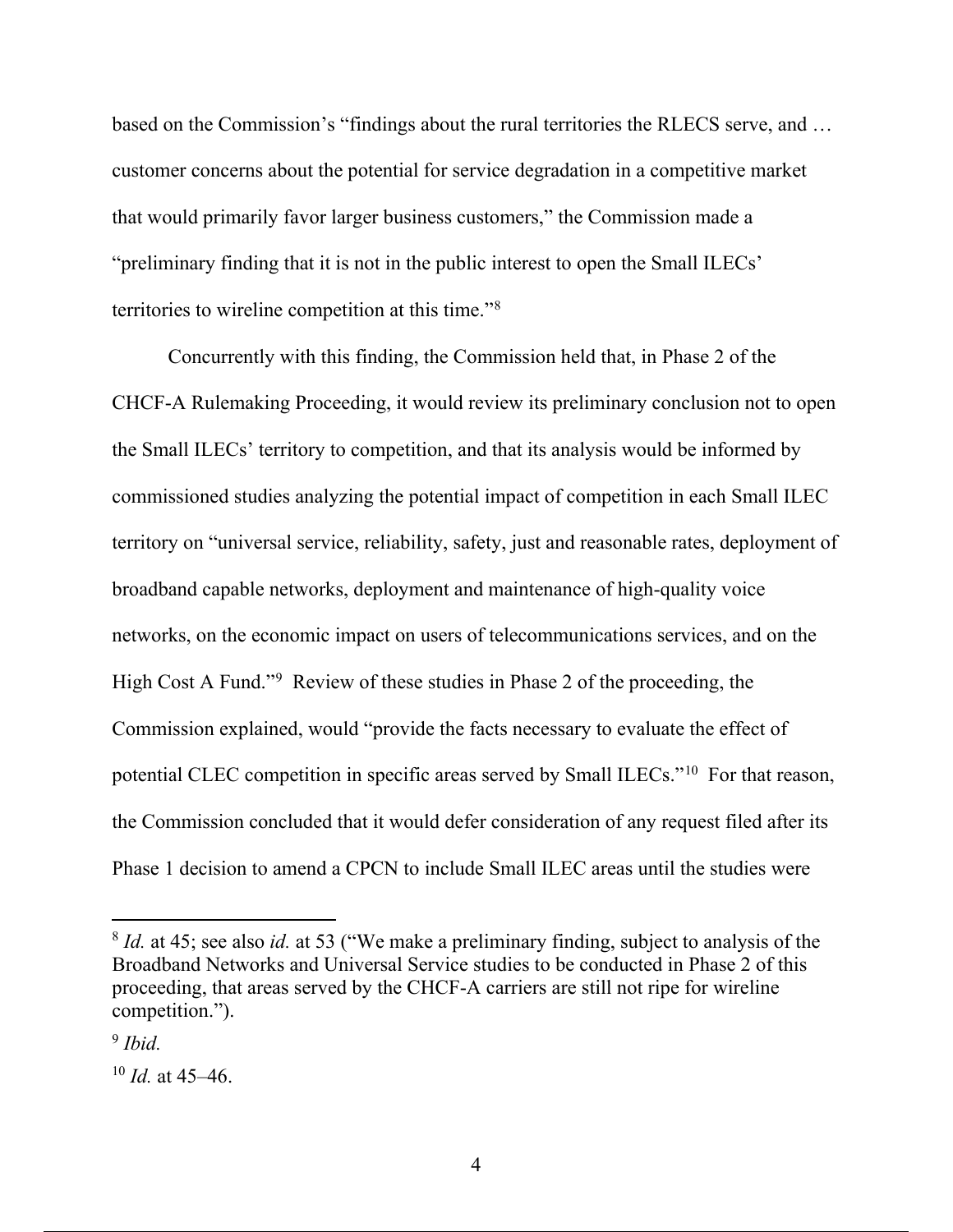based on the Commission's "findings about the rural territories the RLECS serve, and … customer concerns about the potential for service degradation in a competitive market that would primarily favor larger business customers," the Commission made a "preliminary finding that it is not in the public interest to open the Small ILECs' territories to wireline competition at this time."[8]

Concurrently with this finding, the Commission held that, in Phase 2 of the CHCF-A Rulemaking Proceeding, it would review its preliminary conclusion not to open the Small ILECs' territory to competition, and that its analysis would be informed by commissioned studies analyzing the potential impact of competition in each Small ILEC territory on "universal service, reliability, safety, just and reasonable rates, deployment of broadband capable networks, deployment and maintenance of high-quality voice networks, on the economic impact on users of telecommunications services, and on the High Cost A Fund."[9] Review of these studies in Phase 2 of the proceeding, the Commission explained, would "provide the facts necessary to evaluate the effect of potential CLEC competition in specific areas served by Small ILECs."[10] For that reason, the Commission concluded that it would defer consideration of any request filed after its Phase 1 decision to amend a CPCN to include Small ILEC areas until the studies were

---

[8] *Id.* at 45; see also *id.* at 53 ("We make a preliminary finding, subject to analysis of the Broadband Networks and Universal Service studies to be conducted in Phase 2 of this proceeding, that areas served by the CHCF-A carriers are still not ripe for wireline competition.").

[9] *Ibid.*

[10] *Id.* at 45–46.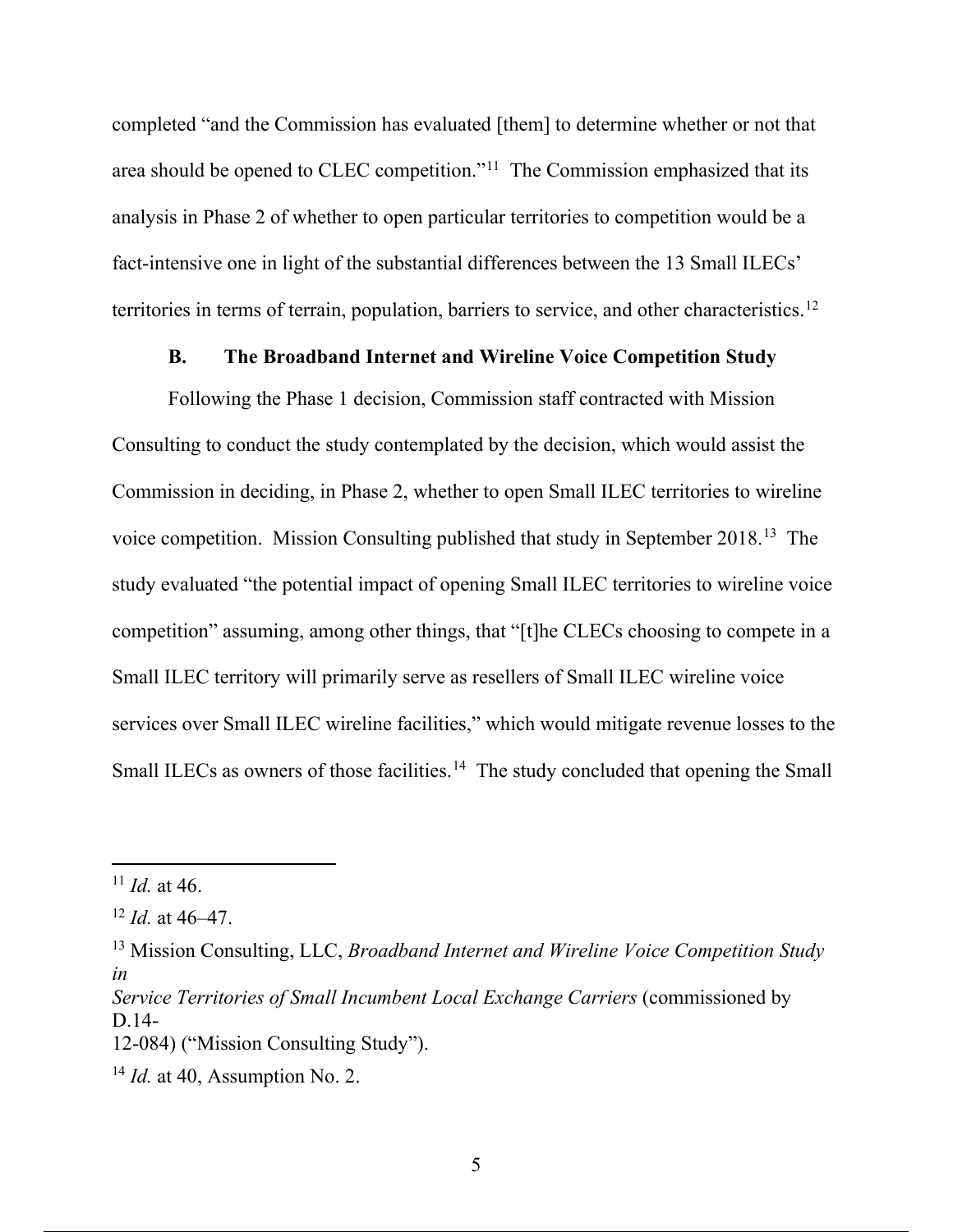completed "and the Commission has evaluated [them] to determine whether or not that area should be opened to CLEC competition."[11] The Commission emphasized that its analysis in Phase 2 of whether to open particular territories to competition would be a fact-intensive one in light of the substantial differences between the 13 Small ILECs' territories in terms of terrain, population, barriers to service, and other characteristics.[12]

### B. The Broadband Internet and Wireline Voice Competition Study

Following the Phase 1 decision, Commission staff contracted with Mission Consulting to conduct the study contemplated by the decision, which would assist the Commission in deciding, in Phase 2, whether to open Small ILEC territories to wireline voice competition. Mission Consulting published that study in September 2018.[13] The study evaluated "the potential impact of opening Small ILEC territories to wireline voice competition" assuming, among other things, that "[t]he CLECs choosing to compete in a Small ILEC territory will primarily serve as resellers of Small ILEC wireline voice services over Small ILEC wireline facilities," which would mitigate revenue losses to the Small ILECs as owners of those facilities.[14] The study concluded that opening the Small

---

[11] *Id.* at 46.

[12] *Id.* at 46–47.

[13] Mission Consulting, LLC, *Broadband Internet and Wireline Voice Competition Study in Service Territories of Small Incumbent Local Exchange Carriers* (commissioned by D.14-12-084) ("Mission Consulting Study").

[14] *Id.* at 40, Assumption No. 2.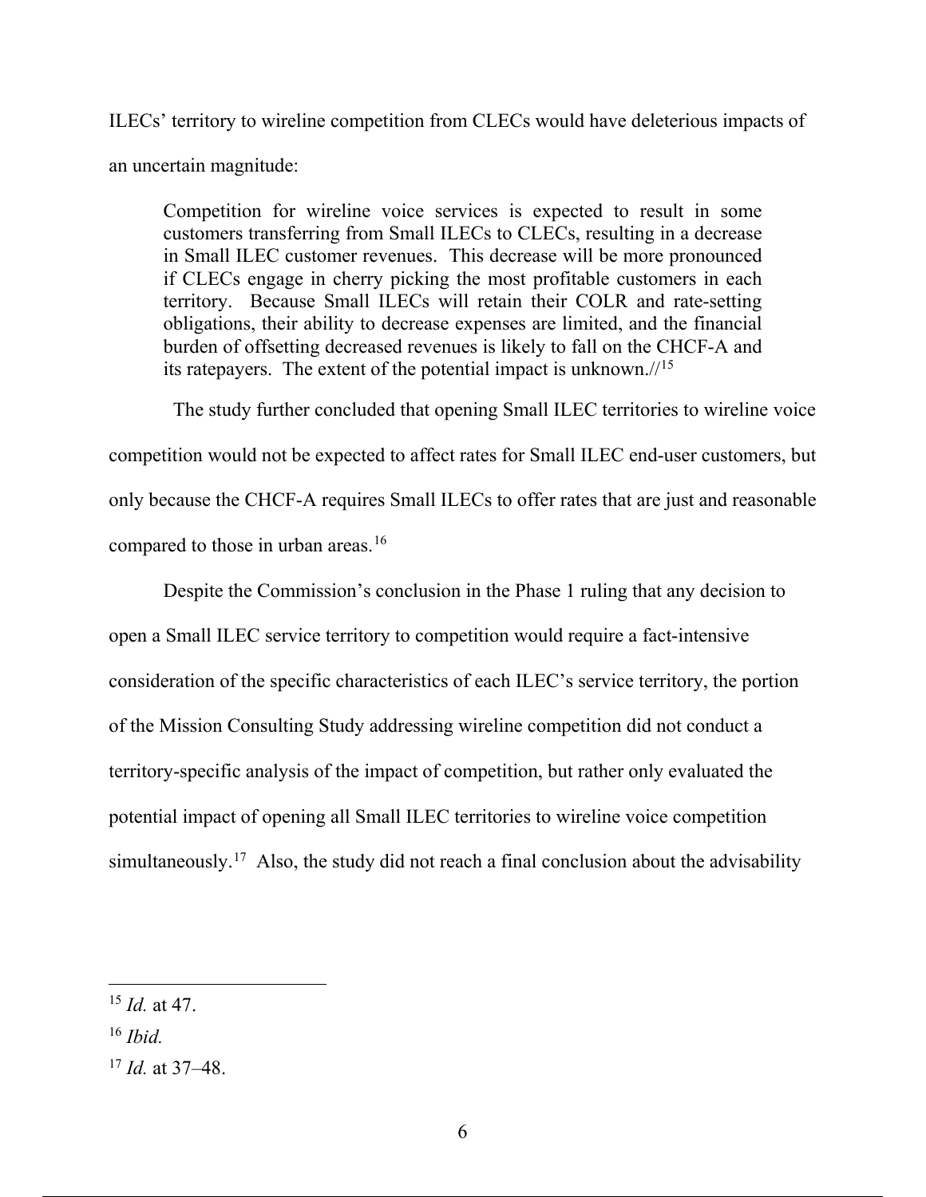ILECs' territory to wireline competition from CLECs would have deleterious impacts of an uncertain magnitude:

> Competition for wireline voice services is expected to result in some customers transferring from Small ILECs to CLECs, resulting in a decrease in Small ILEC customer revenues. This decrease will be more pronounced if CLECs engage in cherry picking the most profitable customers in each territory. Because Small ILECs will retain their COLR and rate-setting obligations, their ability to decrease expenses are limited, and the financial burden of offsetting decreased revenues is likely to fall on the CHCF-A and its ratepayers. The extent of the potential impact is unknown.//[15]

The study further concluded that opening Small ILEC territories to wireline voice competition would not be expected to affect rates for Small ILEC end-user customers, but only because the CHCF-A requires Small ILECs to offer rates that are just and reasonable compared to those in urban areas.[16]

Despite the Commission's conclusion in the Phase 1 ruling that any decision to open a Small ILEC service territory to competition would require a fact-intensive consideration of the specific characteristics of each ILEC's service territory, the portion of the Mission Consulting Study addressing wireline competition did not conduct a territory-specific analysis of the impact of competition, but rather only evaluated the potential impact of opening all Small ILEC territories to wireline voice competition simultaneously.[17] Also, the study did not reach a final conclusion about the advisability

---

[15] *Id.* at 47.

[16] *Ibid.*

[17] *Id.* at 37–48.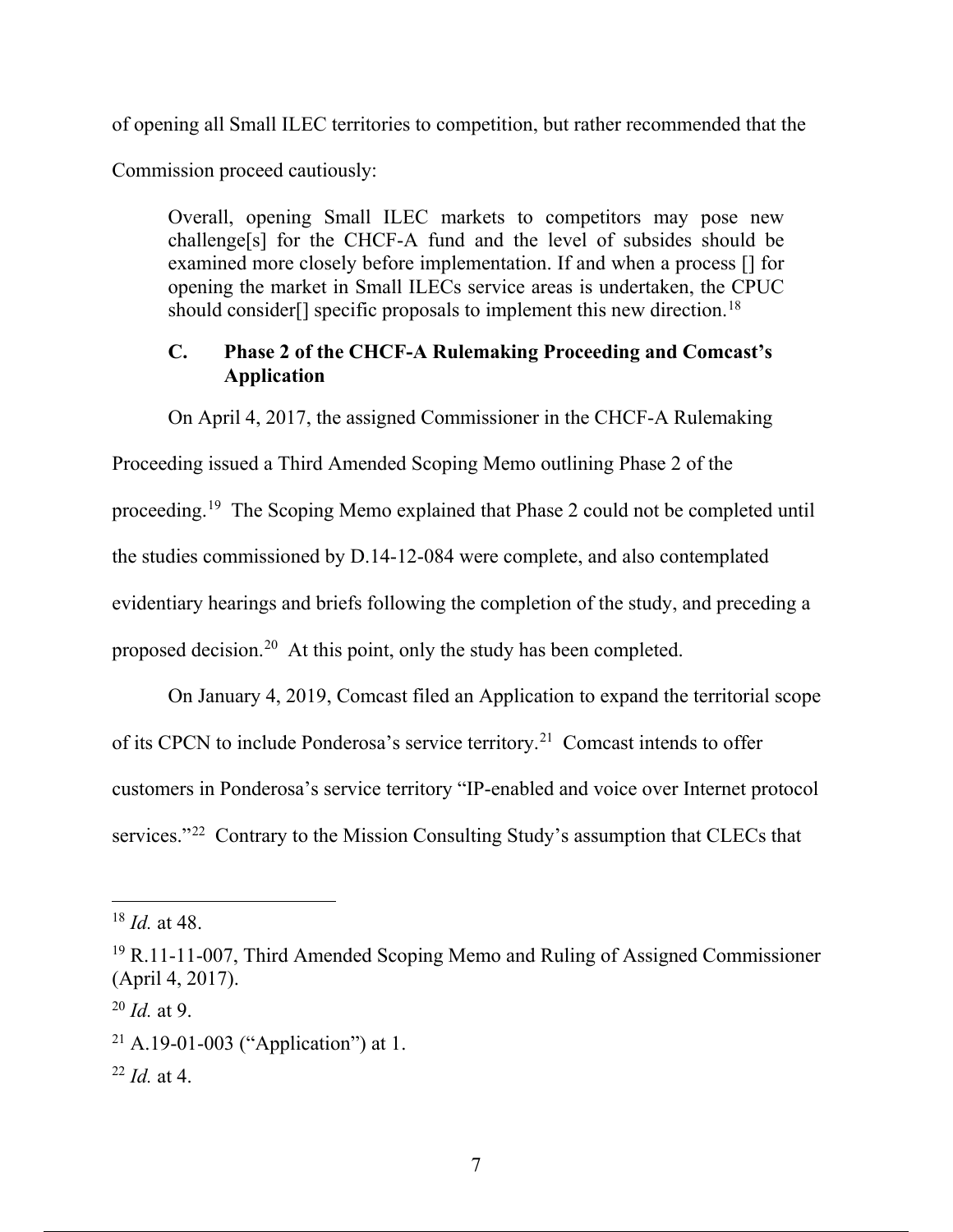of opening all Small ILEC territories to competition, but rather recommended that the Commission proceed cautiously:

> Overall, opening Small ILEC markets to competitors may pose new challenge[s] for the CHCF-A fund and the level of subsides should be examined more closely before implementation. If and when a process [] for opening the market in Small ILECs service areas is undertaken, the CPUC should consider[] specific proposals to implement this new direction.[18]

### C. Phase 2 of the CHCF-A Rulemaking Proceeding and Comcast's Application

On April 4, 2017, the assigned Commissioner in the CHCF-A Rulemaking Proceeding issued a Third Amended Scoping Memo outlining Phase 2 of the proceeding.[19] The Scoping Memo explained that Phase 2 could not be completed until the studies commissioned by D.14-12-084 were complete, and also contemplated evidentiary hearings and briefs following the completion of the study, and preceding a proposed decision.[20] At this point, only the study has been completed.

On January 4, 2019, Comcast filed an Application to expand the territorial scope of its CPCN to include Ponderosa's service territory.[21] Comcast intends to offer customers in Ponderosa's service territory "IP-enabled and voice over Internet protocol services."[22] Contrary to the Mission Consulting Study's assumption that CLECs that

---

[18] *Id.* at 48.

[19] R.11-11-007, Third Amended Scoping Memo and Ruling of Assigned Commissioner (April 4, 2017).

[20] *Id.* at 9.

[21] A.19-01-003 ("Application") at 1.

[22] *Id.* at 4.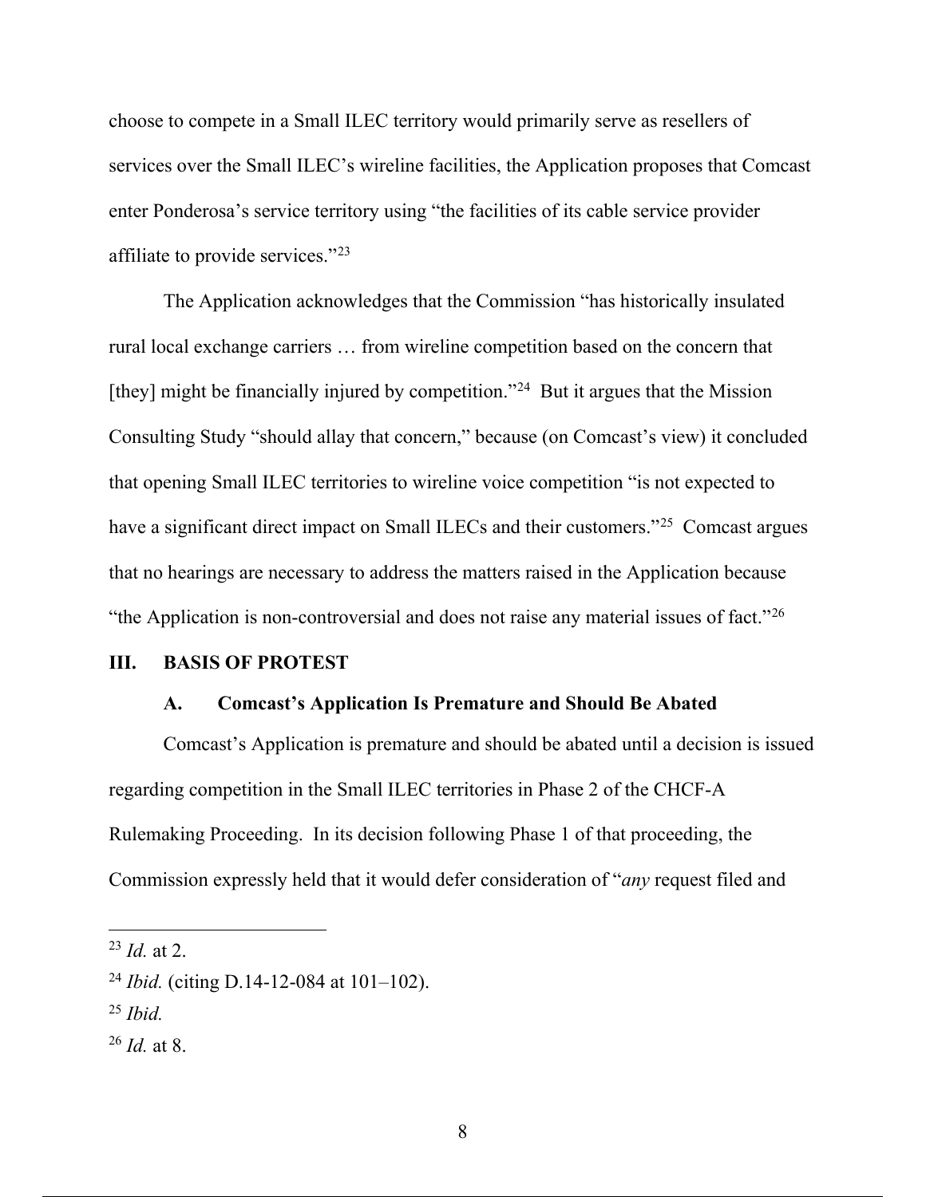choose to compete in a Small ILEC territory would primarily serve as resellers of services over the Small ILEC's wireline facilities, the Application proposes that Comcast enter Ponderosa's service territory using "the facilities of its cable service provider affiliate to provide services."[23]

The Application acknowledges that the Commission "has historically insulated rural local exchange carriers … from wireline competition based on the concern that [they] might be financially injured by competition."[24] But it argues that the Mission Consulting Study "should allay that concern," because (on Comcast's view) it concluded that opening Small ILEC territories to wireline voice competition "is not expected to have a significant direct impact on Small ILECs and their customers."[25] Comcast argues that no hearings are necessary to address the matters raised in the Application because "the Application is non-controversial and does not raise any material issues of fact."[26]

## III. BASIS OF PROTEST

### A. Comcast's Application Is Premature and Should Be Abated

Comcast's Application is premature and should be abated until a decision is issued regarding competition in the Small ILEC territories in Phase 2 of the CHCF-A Rulemaking Proceeding. In its decision following Phase 1 of that proceeding, the Commission expressly held that it would defer consideration of "*any* request filed and

---

[23] *Id.* at 2.

[24] *Ibid.* (citing D.14-12-084 at 101–102).

[25] *Ibid.*

[26] *Id.* at 8.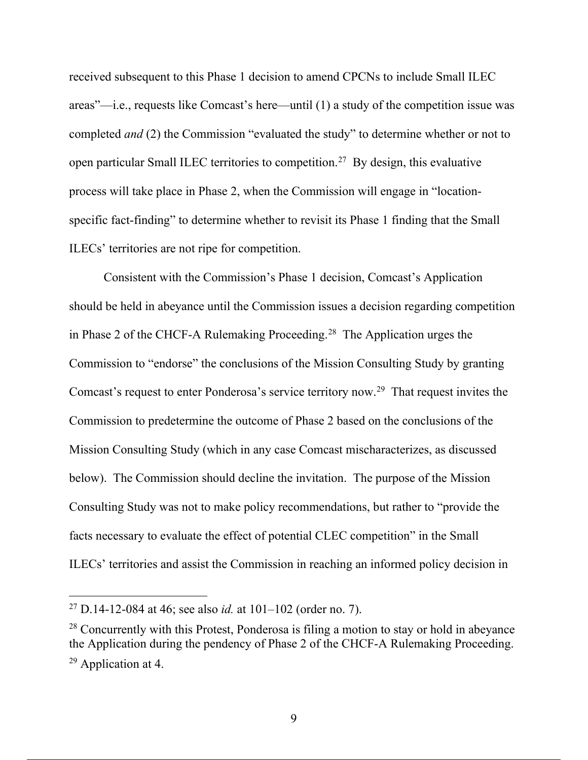received subsequent to this Phase 1 decision to amend CPCNs to include Small ILEC areas"—i.e., requests like Comcast's here—until (1) a study of the competition issue was completed *and* (2) the Commission "evaluated the study" to determine whether or not to open particular Small ILEC territories to competition.[27] By design, this evaluative process will take place in Phase 2, when the Commission will engage in "location-specific fact-finding" to determine whether to revisit its Phase 1 finding that the Small ILECs' territories are not ripe for competition.

Consistent with the Commission's Phase 1 decision, Comcast's Application should be held in abeyance until the Commission issues a decision regarding competition in Phase 2 of the CHCF-A Rulemaking Proceeding.[28] The Application urges the Commission to "endorse" the conclusions of the Mission Consulting Study by granting Comcast's request to enter Ponderosa's service territory now.[29] That request invites the Commission to predetermine the outcome of Phase 2 based on the conclusions of the Mission Consulting Study (which in any case Comcast mischaracterizes, as discussed below). The Commission should decline the invitation. The purpose of the Mission Consulting Study was not to make policy recommendations, but rather to "provide the facts necessary to evaluate the effect of potential CLEC competition" in the Small ILECs' territories and assist the Commission in reaching an informed policy decision in

---

[27] D.14-12-084 at 46; see also *id.* at 101–102 (order no. 7).

[28] Concurrently with this Protest, Ponderosa is filing a motion to stay or hold in abeyance the Application during the pendency of Phase 2 of the CHCF-A Rulemaking Proceeding.

[29] Application at 4.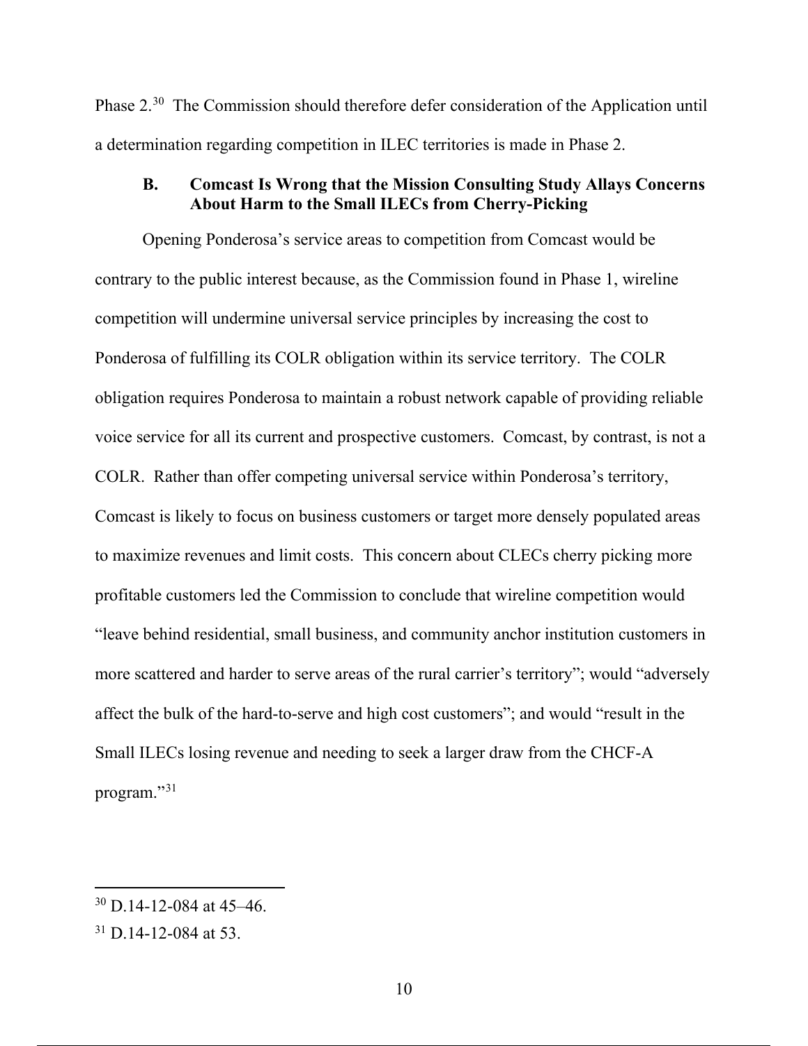Phase 2.[30] The Commission should therefore defer consideration of the Application until a determination regarding competition in ILEC territories is made in Phase 2.

### B. Comcast Is Wrong that the Mission Consulting Study Allays Concerns About Harm to the Small ILECs from Cherry-Picking

Opening Ponderosa's service areas to competition from Comcast would be contrary to the public interest because, as the Commission found in Phase 1, wireline competition will undermine universal service principles by increasing the cost to Ponderosa of fulfilling its COLR obligation within its service territory. The COLR obligation requires Ponderosa to maintain a robust network capable of providing reliable voice service for all its current and prospective customers. Comcast, by contrast, is not a COLR. Rather than offer competing universal service within Ponderosa's territory, Comcast is likely to focus on business customers or target more densely populated areas to maximize revenues and limit costs. This concern about CLECs cherry picking more profitable customers led the Commission to conclude that wireline competition would "leave behind residential, small business, and community anchor institution customers in more scattered and harder to serve areas of the rural carrier's territory"; would "adversely affect the bulk of the hard-to-serve and high cost customers"; and would "result in the Small ILECs losing revenue and needing to seek a larger draw from the CHCF-A program."[31]

---

[30] D.14-12-084 at 45–46.

[31] D.14-12-084 at 53.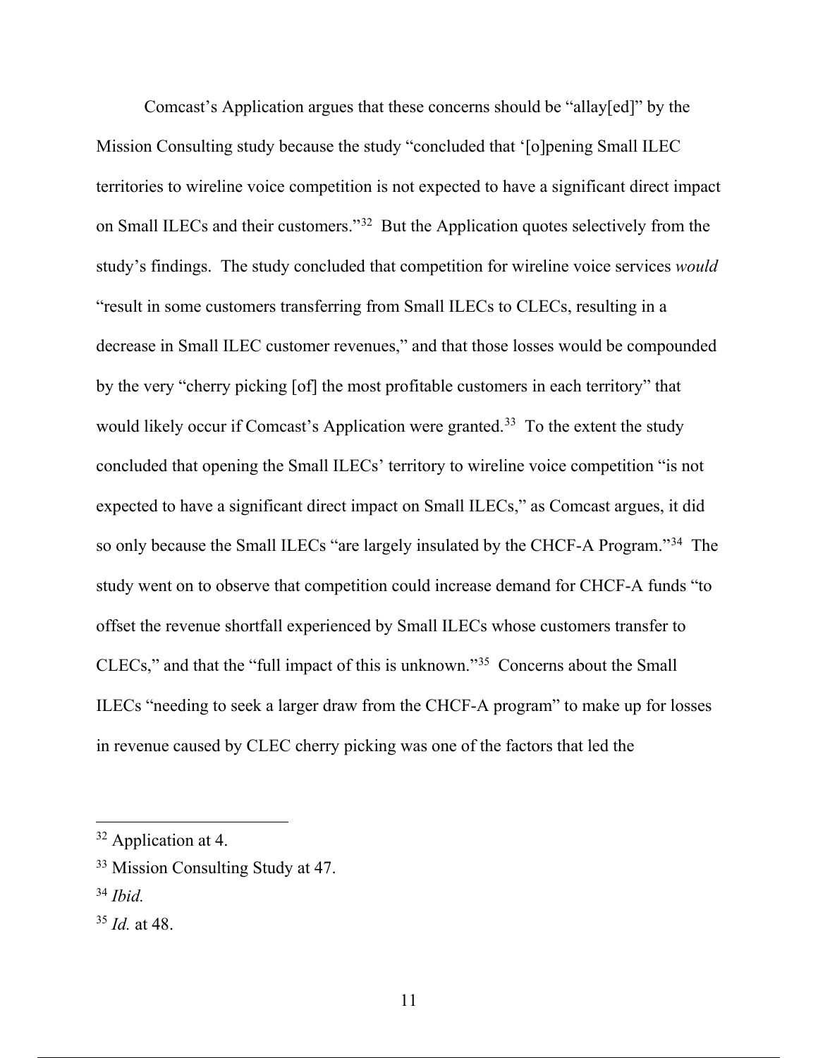Comcast's Application argues that these concerns should be "allay[ed]" by the Mission Consulting study because the study "concluded that '[o]pening Small ILEC territories to wireline voice competition is not expected to have a significant direct impact on Small ILECs and their customers."[32] But the Application quotes selectively from the study's findings. The study concluded that competition for wireline voice services *would* "result in some customers transferring from Small ILECs to CLECs, resulting in a decrease in Small ILEC customer revenues," and that those losses would be compounded by the very "cherry picking [of] the most profitable customers in each territory" that would likely occur if Comcast's Application were granted.[33] To the extent the study concluded that opening the Small ILECs' territory to wireline voice competition "is not expected to have a significant direct impact on Small ILECs," as Comcast argues, it did so only because the Small ILECs "are largely insulated by the CHCF-A Program."[34] The study went on to observe that competition could increase demand for CHCF-A funds "to offset the revenue shortfall experienced by Small ILECs whose customers transfer to CLECs," and that the "full impact of this is unknown."[35] Concerns about the Small ILECs "needing to seek a larger draw from the CHCF-A program" to make up for losses in revenue caused by CLEC cherry picking was one of the factors that led the

---

[32] Application at 4.

[33] Mission Consulting Study at 47.

[34] *Ibid.*

[35] *Id.* at 48.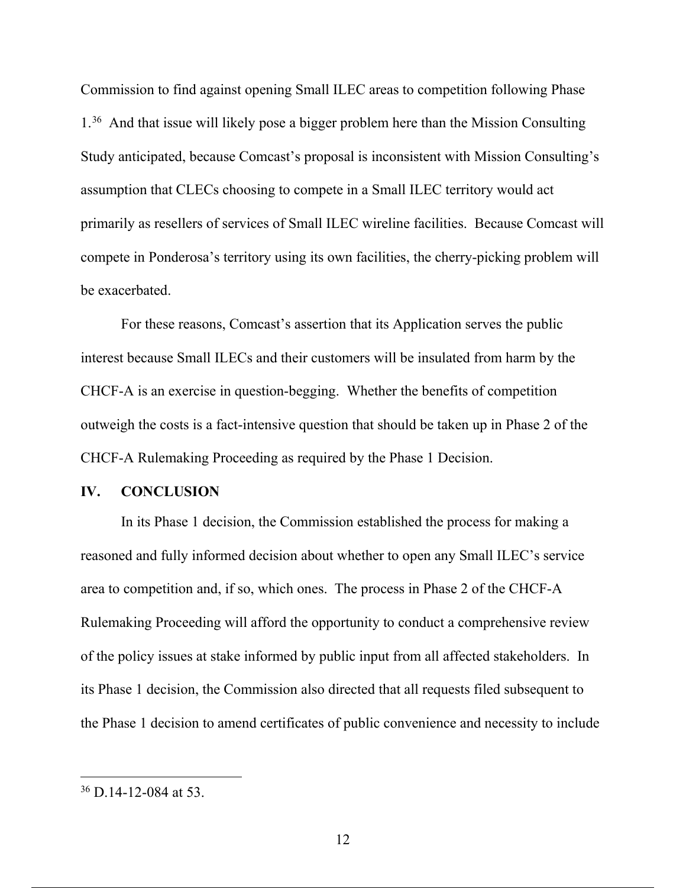Commission to find against opening Small ILEC areas to competition following Phase 1.[36] And that issue will likely pose a bigger problem here than the Mission Consulting Study anticipated, because Comcast's proposal is inconsistent with Mission Consulting's assumption that CLECs choosing to compete in a Small ILEC territory would act primarily as resellers of services of Small ILEC wireline facilities. Because Comcast will compete in Ponderosa's territory using its own facilities, the cherry-picking problem will be exacerbated.

For these reasons, Comcast's assertion that its Application serves the public interest because Small ILECs and their customers will be insulated from harm by the CHCF-A is an exercise in question-begging. Whether the benefits of competition outweigh the costs is a fact-intensive question that should be taken up in Phase 2 of the CHCF-A Rulemaking Proceeding as required by the Phase 1 Decision.

## IV. CONCLUSION

In its Phase 1 decision, the Commission established the process for making a reasoned and fully informed decision about whether to open any Small ILEC's service area to competition and, if so, which ones. The process in Phase 2 of the CHCF-A Rulemaking Proceeding will afford the opportunity to conduct a comprehensive review of the policy issues at stake informed by public input from all affected stakeholders. In its Phase 1 decision, the Commission also directed that all requests filed subsequent to the Phase 1 decision to amend certificates of public convenience and necessity to include

---

[36] D.14-12-084 at 53.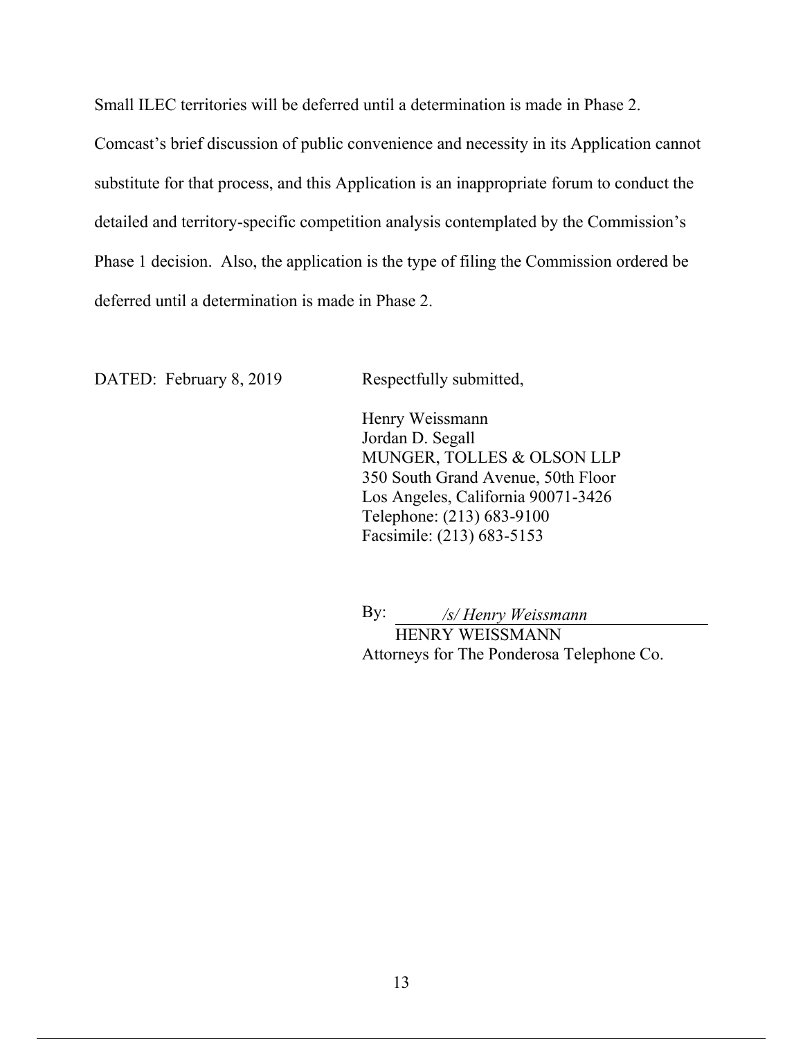Small ILEC territories will be deferred until a determination is made in Phase 2. Comcast's brief discussion of public convenience and necessity in its Application cannot substitute for that process, and this Application is an inappropriate forum to conduct the detailed and territory-specific competition analysis contemplated by the Commission's Phase 1 decision. Also, the application is the type of filing the Commission ordered be deferred until a determination is made in Phase 2.

DATED: February 8, 2019

Respectfully submitted,

Henry Weissmann
Jordan D. Segall
MUNGER, TOLLES & OLSON LLP
350 South Grand Avenue, 50th Floor
Los Angeles, California 90071-3426
Telephone: (213) 683-9100
Facsimile: (213) 683-5153

By: *_/s/ Henry Weissmann_*
HENRY WEISSMANN
Attorneys for The Ponderosa Telephone Co.